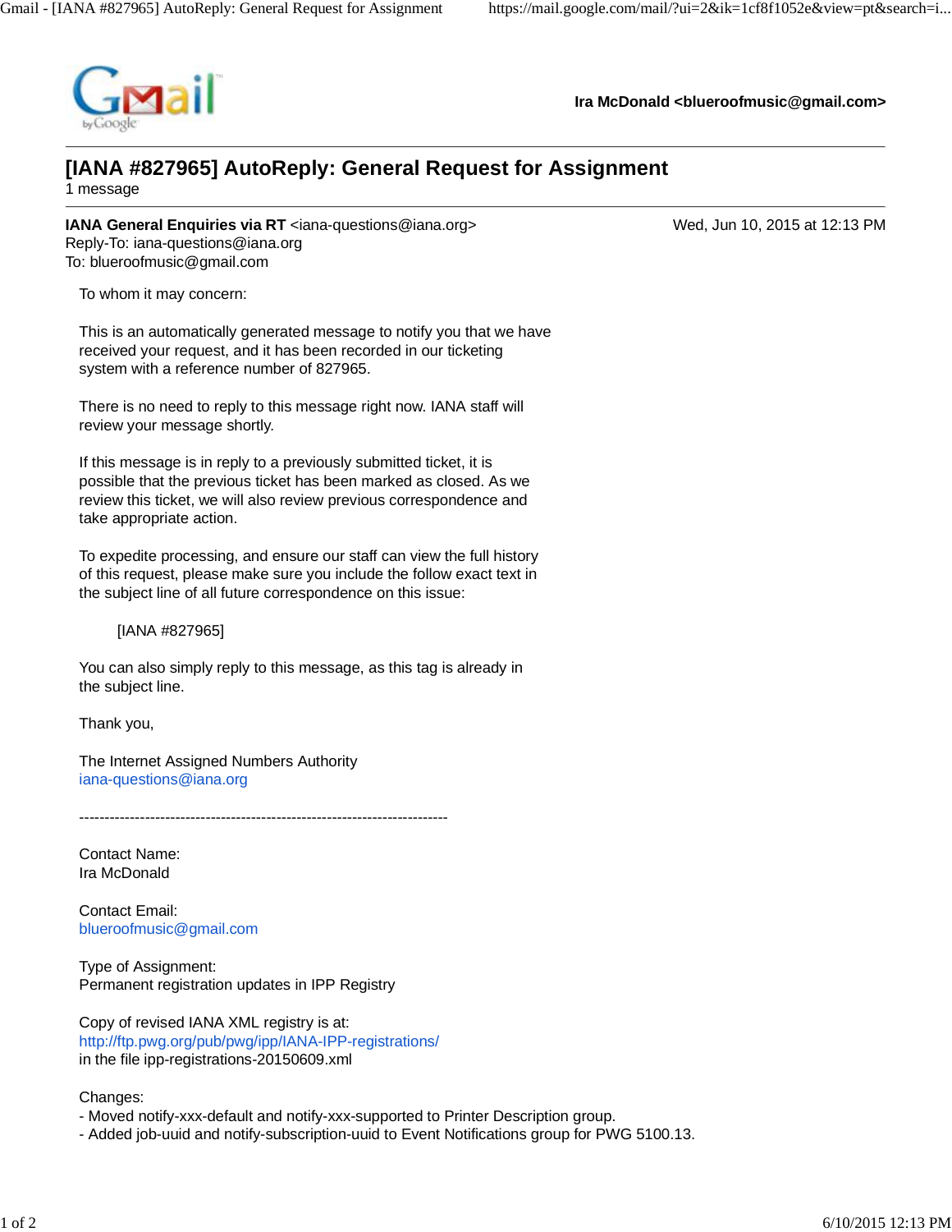Ira McDonald <blueroofmusic@gmail.com>

# [IANA #827965] AutoReply: General Request for Assignment

1 message

**IANA General Enquiries via RT** <iana-questions@iana.org>  Wed, Jun 10, 2015 at 12:13 PM
Reply-To: iana-questions@iana.org
To: blueroofmusic@gmail.com

To whom it may concern:

This is an automatically generated message to notify you that we have received your request, and it has been recorded in our ticketing system with a reference number of 827965.

There is no need to reply to this message right now. IANA staff will review your message shortly.

If this message is in reply to a previously submitted ticket, it is possible that the previous ticket has been marked as closed. As we review this ticket, we will also review previous correspondence and take appropriate action.

To expedite processing, and ensure our staff can view the full history of this request, please make sure you include the follow exact text in the subject line of all future correspondence on this issue:

[IANA #827965]

You can also simply reply to this message, as this tag is already in the subject line.

Thank you,

The Internet Assigned Numbers Authority
iana-questions@iana.org

-------------------------------------------------------------------------

Contact Name:
Ira McDonald

Contact Email:
blueroofmusic@gmail.com

Type of Assignment:
Permanent registration updates in IPP Registry

Copy of revised IANA XML registry is at:
http://ftp.pwg.org/pub/pwg/ipp/IANA-IPP-registrations/
in the file ipp-registrations-20150609.xml

Changes:
- Moved notify-xxx-default and notify-xxx-supported to Printer Description group.
- Added job-uuid and notify-subscription-uuid to Event Notifications group for PWG 5100.13.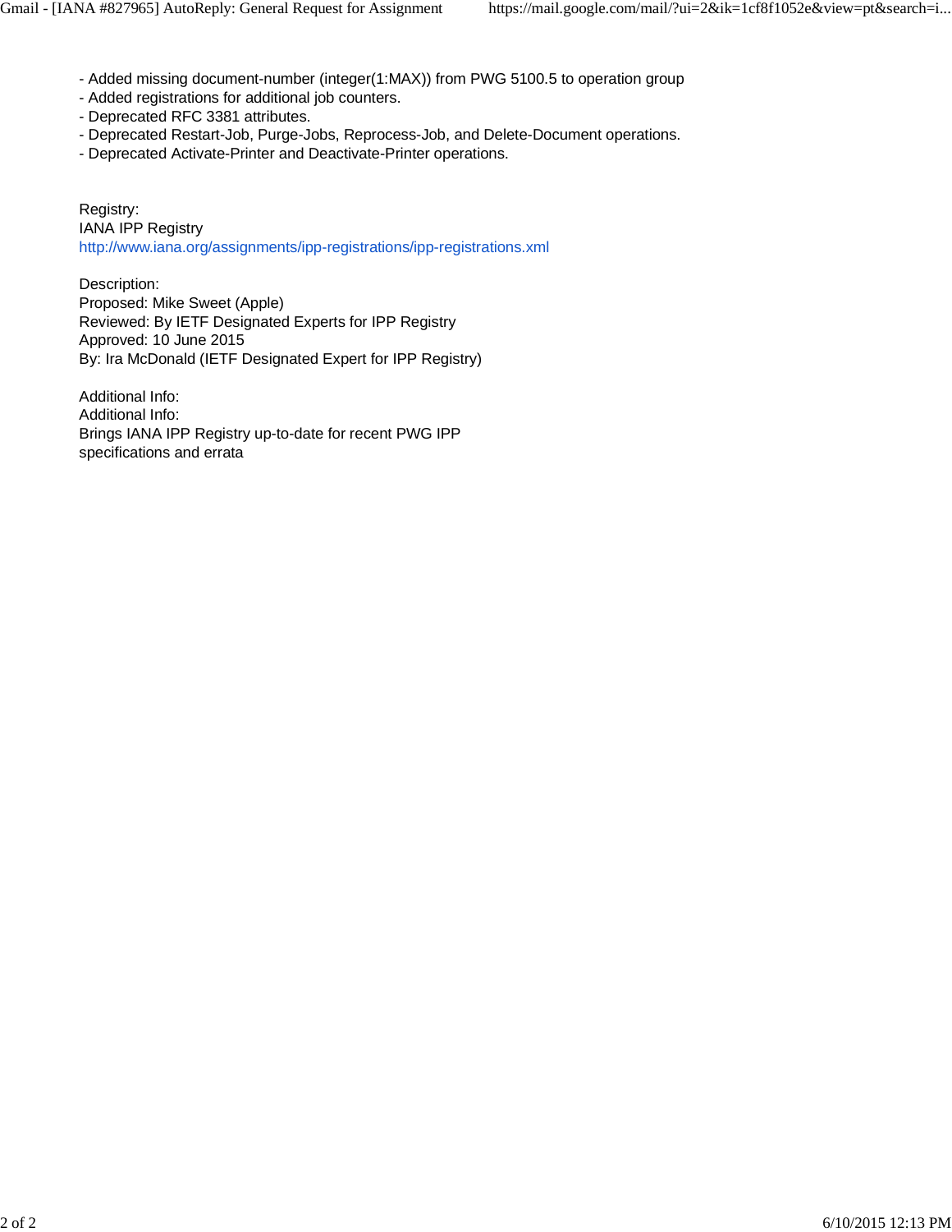- Added missing document-number (integer(1:MAX)) from PWG 5100.5 to operation group
- Added registrations for additional job counters.
- Deprecated RFC 3381 attributes.
- Deprecated Restart-Job, Purge-Jobs, Reprocess-Job, and Delete-Document operations.
- Deprecated Activate-Printer and Deactivate-Printer operations.

Registry:
IANA IPP Registry
http://www.iana.org/assignments/ipp-registrations/ipp-registrations.xml

Description:
Proposed: Mike Sweet (Apple)
Reviewed: By IETF Designated Experts for IPP Registry
Approved: 10 June 2015
By: Ira McDonald (IETF Designated Expert for IPP Registry)

Additional Info:
Additional Info:
Brings IANA IPP Registry up-to-date for recent PWG IPP
specifications and errata